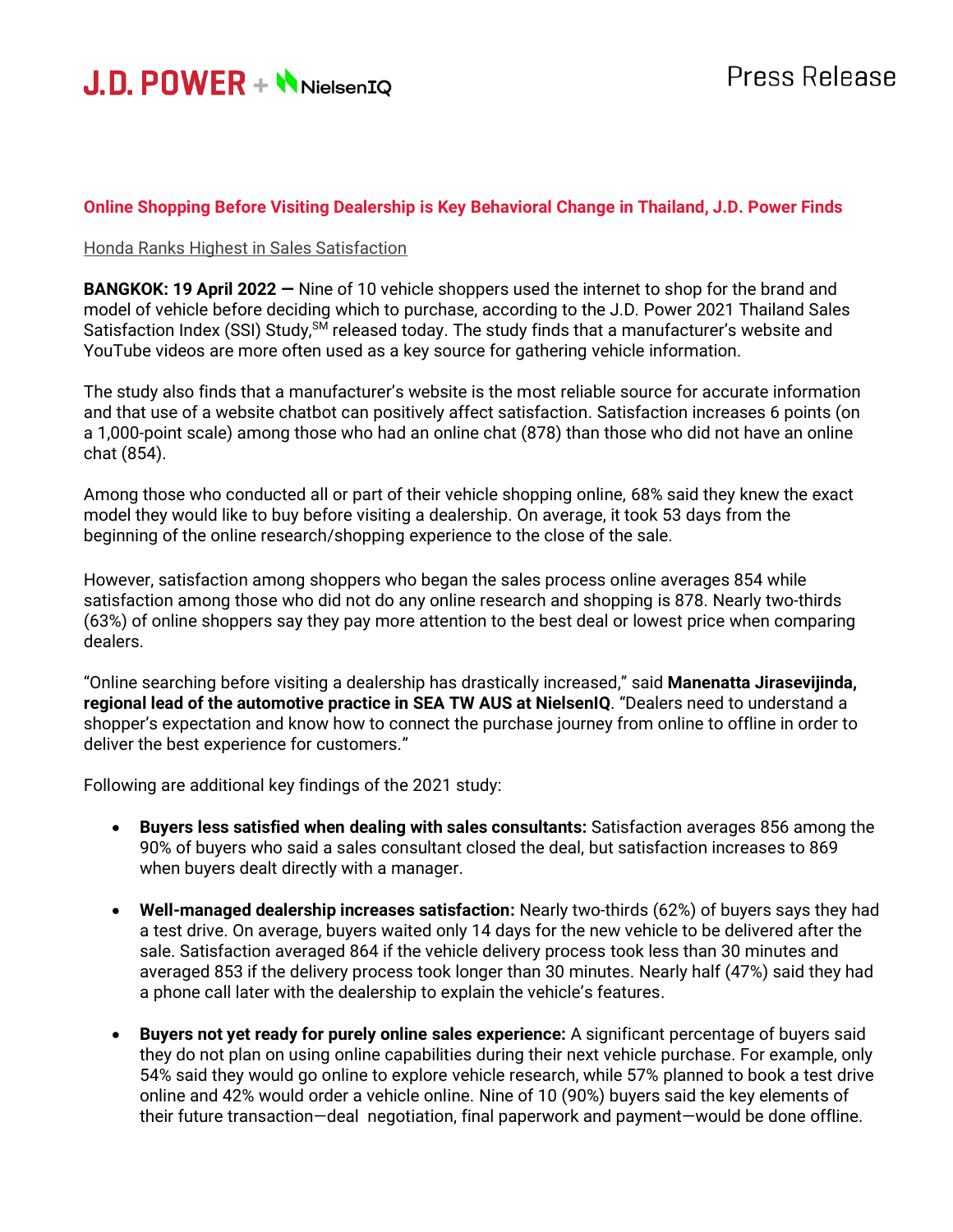J.D. POWER + NielsenIQ

Press Release

## Online Shopping Before Visiting Dealership is Key Behavioral Change in Thailand, J.D. Power Finds

Honda Ranks Highest in Sales Satisfaction

**BANGKOK: 19 April 2022 —** Nine of 10 vehicle shoppers used the internet to shop for the brand and model of vehicle before deciding which to purchase, according to the J.D. Power 2021 Thailand Sales Satisfaction Index (SSI) Study,[SM] released today. The study finds that a manufacturer's website and YouTube videos are more often used as a key source for gathering vehicle information.

The study also finds that a manufacturer's website is the most reliable source for accurate information and that use of a website chatbot can positively affect satisfaction. Satisfaction increases 6 points (on a 1,000-point scale) among those who had an online chat (878) than those who did not have an online chat (854).

Among those who conducted all or part of their vehicle shopping online, 68% said they knew the exact model they would like to buy before visiting a dealership. On average, it took 53 days from the beginning of the online research/shopping experience to the close of the sale.

However, satisfaction among shoppers who began the sales process online averages 854 while satisfaction among those who did not do any online research and shopping is 878. Nearly two-thirds (63%) of online shoppers say they pay more attention to the best deal or lowest price when comparing dealers.

"Online searching before visiting a dealership has drastically increased," said **Manenatta Jirasevijinda, regional lead of the automotive practice in SEA TW AUS at NielsenIQ**. "Dealers need to understand a shopper's expectation and know how to connect the purchase journey from online to offline in order to deliver the best experience for customers."

Following are additional key findings of the 2021 study:

- **Buyers less satisfied when dealing with sales consultants:** Satisfaction averages 856 among the 90% of buyers who said a sales consultant closed the deal, but satisfaction increases to 869 when buyers dealt directly with a manager.

- **Well-managed dealership increases satisfaction:** Nearly two-thirds (62%) of buyers says they had a test drive. On average, buyers waited only 14 days for the new vehicle to be delivered after the sale. Satisfaction averaged 864 if the vehicle delivery process took less than 30 minutes and averaged 853 if the delivery process took longer than 30 minutes. Nearly half (47%) said they had a phone call later with the dealership to explain the vehicle's features.

- **Buyers not yet ready for purely online sales experience:** A significant percentage of buyers said they do not plan on using online capabilities during their next vehicle purchase. For example, only 54% said they would go online to explore vehicle research, while 57% planned to book a test drive online and 42% would order a vehicle online. Nine of 10 (90%) buyers said the key elements of their future transaction—deal negotiation, final paperwork and payment—would be done offline.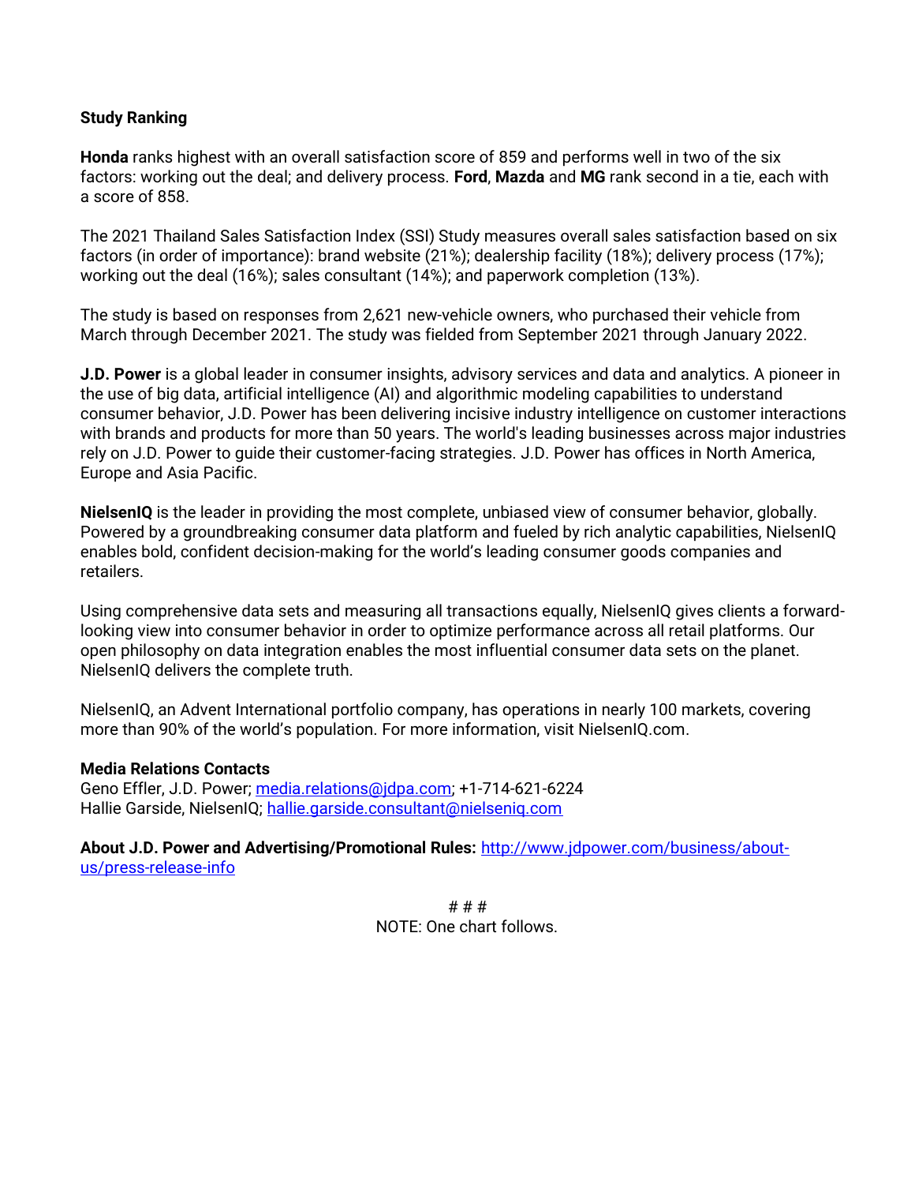**Study Ranking**

**Honda** ranks highest with an overall satisfaction score of 859 and performs well in two of the six factors: working out the deal; and delivery process. **Ford**, **Mazda** and **MG** rank second in a tie, each with a score of 858.

The 2021 Thailand Sales Satisfaction Index (SSI) Study measures overall sales satisfaction based on six factors (in order of importance): brand website (21%); dealership facility (18%); delivery process (17%); working out the deal (16%); sales consultant (14%); and paperwork completion (13%).

The study is based on responses from 2,621 new-vehicle owners, who purchased their vehicle from March through December 2021. The study was fielded from September 2021 through January 2022.

**J.D. Power** is a global leader in consumer insights, advisory services and data and analytics. A pioneer in the use of big data, artificial intelligence (AI) and algorithmic modeling capabilities to understand consumer behavior, J.D. Power has been delivering incisive industry intelligence on customer interactions with brands and products for more than 50 years. The world's leading businesses across major industries rely on J.D. Power to guide their customer-facing strategies. J.D. Power has offices in North America, Europe and Asia Pacific.

**NielsenIQ** is the leader in providing the most complete, unbiased view of consumer behavior, globally. Powered by a groundbreaking consumer data platform and fueled by rich analytic capabilities, NielsenIQ enables bold, confident decision-making for the world's leading consumer goods companies and retailers.

Using comprehensive data sets and measuring all transactions equally, NielsenIQ gives clients a forward-looking view into consumer behavior in order to optimize performance across all retail platforms. Our open philosophy on data integration enables the most influential consumer data sets on the planet. NielsenIQ delivers the complete truth.

NielsenIQ, an Advent International portfolio company, has operations in nearly 100 markets, covering more than 90% of the world's population. For more information, visit NielsenIQ.com.

**Media Relations Contacts**
Geno Effler, J.D. Power; media.relations@jdpa.com; +1-714-621-6224
Hallie Garside, NielsenIQ; hallie.garside.consultant@nielseniq.com

**About J.D. Power and Advertising/Promotional Rules:** http://www.jdpower.com/business/about-us/press-release-info

# # #

NOTE: One chart follows.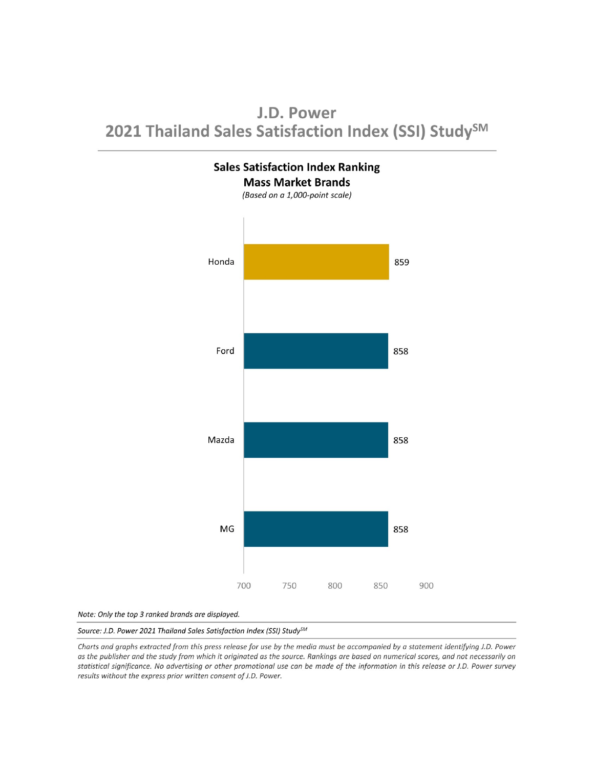# J.D. Power
# 2021 Thailand Sales Satisfaction Index (SSI) Study℠

**Sales Satisfaction Index Ranking**
**Mass Market Brands**
*(Based on a 1,000-point scale)*

Honda
859

Ford
858

Mazda
858

MG
858

700
750
800
850
900

*Note: Only the top 3 ranked brands are displayed.*

*Source: J.D. Power 2021 Thailand Sales Satisfaction Index (SSI) Study℠*

*Charts and graphs extracted from this press release for use by the media must be accompanied by a statement identifying J.D. Power as the publisher and the study from which it originated as the source. Rankings are based on numerical scores, and not necessarily on statistical significance. No advertising or other promotional use can be made of the information in this release or J.D. Power survey results without the express prior written consent of J.D. Power.*